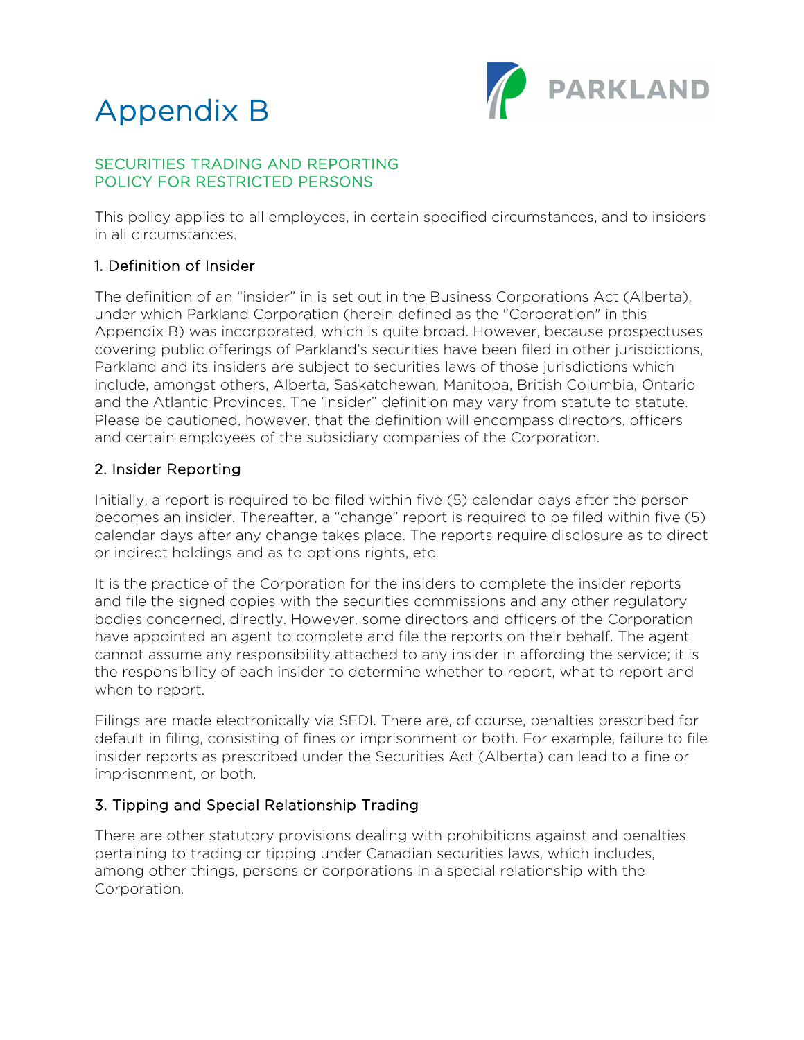# Appendix B

## SECURITIES TRADING AND REPORTING POLICY FOR RESTRICTED PERSONS

This policy applies to all employees, in certain specified circumstances, and to insiders in all circumstances.

### 1. Definition of Insider

The definition of an "insider" in is set out in the Business Corporations Act (Alberta), under which Parkland Corporation (herein defined as the "Corporation" in this Appendix B) was incorporated, which is quite broad. However, because prospectuses covering public offerings of Parkland's securities have been filed in other jurisdictions, Parkland and its insiders are subject to securities laws of those jurisdictions which include, amongst others, Alberta, Saskatchewan, Manitoba, British Columbia, Ontario and the Atlantic Provinces. The 'insider" definition may vary from statute to statute. Please be cautioned, however, that the definition will encompass directors, officers and certain employees of the subsidiary companies of the Corporation.

### 2. Insider Reporting

Initially, a report is required to be filed within five (5) calendar days after the person becomes an insider. Thereafter, a "change" report is required to be filed within five (5) calendar days after any change takes place. The reports require disclosure as to direct or indirect holdings and as to options rights, etc.

It is the practice of the Corporation for the insiders to complete the insider reports and file the signed copies with the securities commissions and any other regulatory bodies concerned, directly. However, some directors and officers of the Corporation have appointed an agent to complete and file the reports on their behalf. The agent cannot assume any responsibility attached to any insider in affording the service; it is the responsibility of each insider to determine whether to report, what to report and when to report.

Filings are made electronically via SEDI. There are, of course, penalties prescribed for default in filing, consisting of fines or imprisonment or both. For example, failure to file insider reports as prescribed under the Securities Act (Alberta) can lead to a fine or imprisonment, or both.

### 3. Tipping and Special Relationship Trading

There are other statutory provisions dealing with prohibitions against and penalties pertaining to trading or tipping under Canadian securities laws, which includes, among other things, persons or corporations in a special relationship with the Corporation.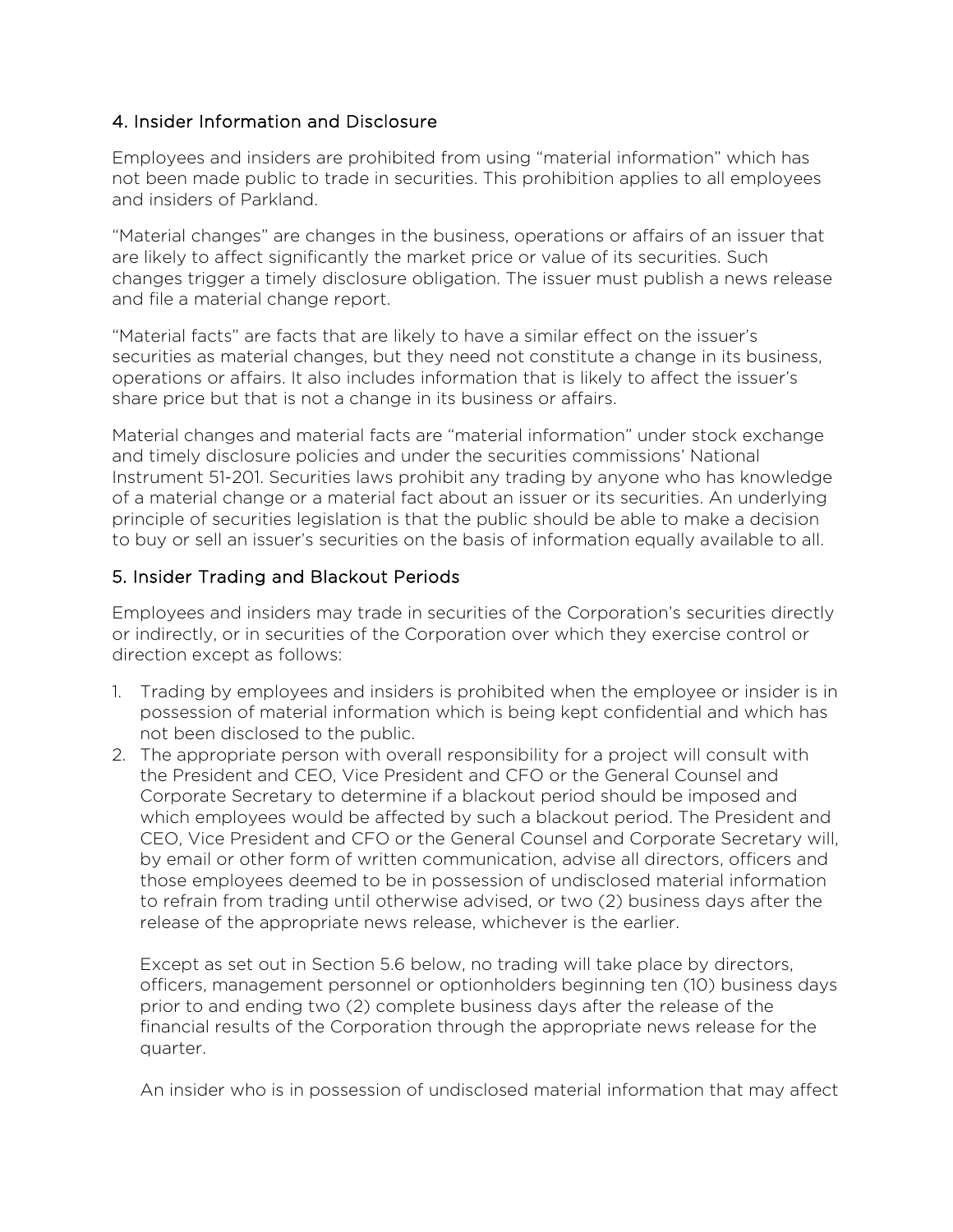## 4. Insider Information and Disclosure

Employees and insiders are prohibited from using "material information" which has not been made public to trade in securities. This prohibition applies to all employees and insiders of Parkland.

"Material changes" are changes in the business, operations or affairs of an issuer that are likely to affect significantly the market price or value of its securities. Such changes trigger a timely disclosure obligation. The issuer must publish a news release and file a material change report.

"Material facts" are facts that are likely to have a similar effect on the issuer's securities as material changes, but they need not constitute a change in its business, operations or affairs. It also includes information that is likely to affect the issuer's share price but that is not a change in its business or affairs.

Material changes and material facts are "material information" under stock exchange and timely disclosure policies and under the securities commissions' National Instrument 51-201. Securities laws prohibit any trading by anyone who has knowledge of a material change or a material fact about an issuer or its securities. An underlying principle of securities legislation is that the public should be able to make a decision to buy or sell an issuer's securities on the basis of information equally available to all.

## 5. Insider Trading and Blackout Periods

Employees and insiders may trade in securities of the Corporation's securities directly or indirectly, or in securities of the Corporation over which they exercise control or direction except as follows:

1. Trading by employees and insiders is prohibited when the employee or insider is in possession of material information which is being kept confidential and which has not been disclosed to the public.
2. The appropriate person with overall responsibility for a project will consult with the President and CEO, Vice President and CFO or the General Counsel and Corporate Secretary to determine if a blackout period should be imposed and which employees would be affected by such a blackout period. The President and CEO, Vice President and CFO or the General Counsel and Corporate Secretary will, by email or other form of written communication, advise all directors, officers and those employees deemed to be in possession of undisclosed material information to refrain from trading until otherwise advised, or two (2) business days after the release of the appropriate news release, whichever is the earlier.

   Except as set out in Section 5.6 below, no trading will take place by directors, officers, management personnel or optionholders beginning ten (10) business days prior to and ending two (2) complete business days after the release of the financial results of the Corporation through the appropriate news release for the quarter.

   An insider who is in possession of undisclosed material information that may affect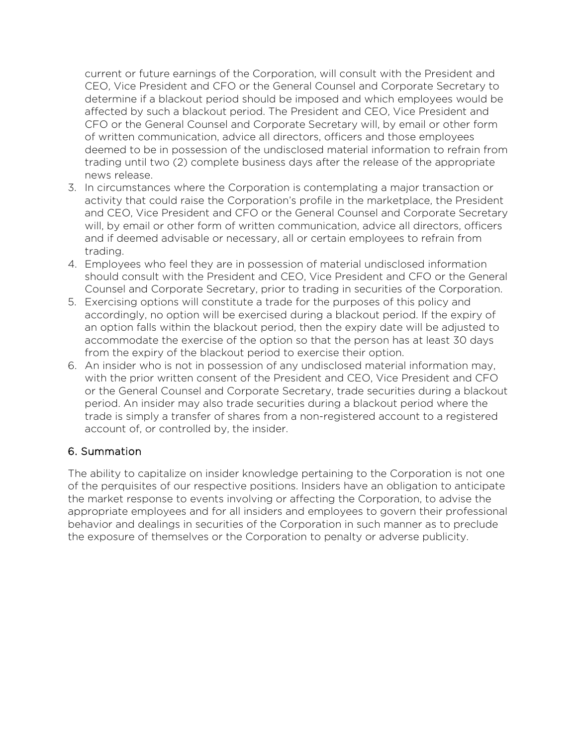current or future earnings of the Corporation, will consult with the President and CEO, Vice President and CFO or the General Counsel and Corporate Secretary to determine if a blackout period should be imposed and which employees would be affected by such a blackout period. The President and CEO, Vice President and CFO or the General Counsel and Corporate Secretary will, by email or other form of written communication, advice all directors, officers and those employees deemed to be in possession of the undisclosed material information to refrain from trading until two (2) complete business days after the release of the appropriate news release.

3. In circumstances where the Corporation is contemplating a major transaction or activity that could raise the Corporation's profile in the marketplace, the President and CEO, Vice President and CFO or the General Counsel and Corporate Secretary will, by email or other form of written communication, advice all directors, officers and if deemed advisable or necessary, all or certain employees to refrain from trading.
4. Employees who feel they are in possession of material undisclosed information should consult with the President and CEO, Vice President and CFO or the General Counsel and Corporate Secretary, prior to trading in securities of the Corporation.
5. Exercising options will constitute a trade for the purposes of this policy and accordingly, no option will be exercised during a blackout period. If the expiry of an option falls within the blackout period, then the expiry date will be adjusted to accommodate the exercise of the option so that the person has at least 30 days from the expiry of the blackout period to exercise their option.
6. An insider who is not in possession of any undisclosed material information may, with the prior written consent of the President and CEO, Vice President and CFO or the General Counsel and Corporate Secretary, trade securities during a blackout period. An insider may also trade securities during a blackout period where the trade is simply a transfer of shares from a non-registered account to a registered account of, or controlled by, the insider.

## 6. Summation

The ability to capitalize on insider knowledge pertaining to the Corporation is not one of the perquisites of our respective positions. Insiders have an obligation to anticipate the market response to events involving or affecting the Corporation, to advise the appropriate employees and for all insiders and employees to govern their professional behavior and dealings in securities of the Corporation in such manner as to preclude the exposure of themselves or the Corporation to penalty or adverse publicity.